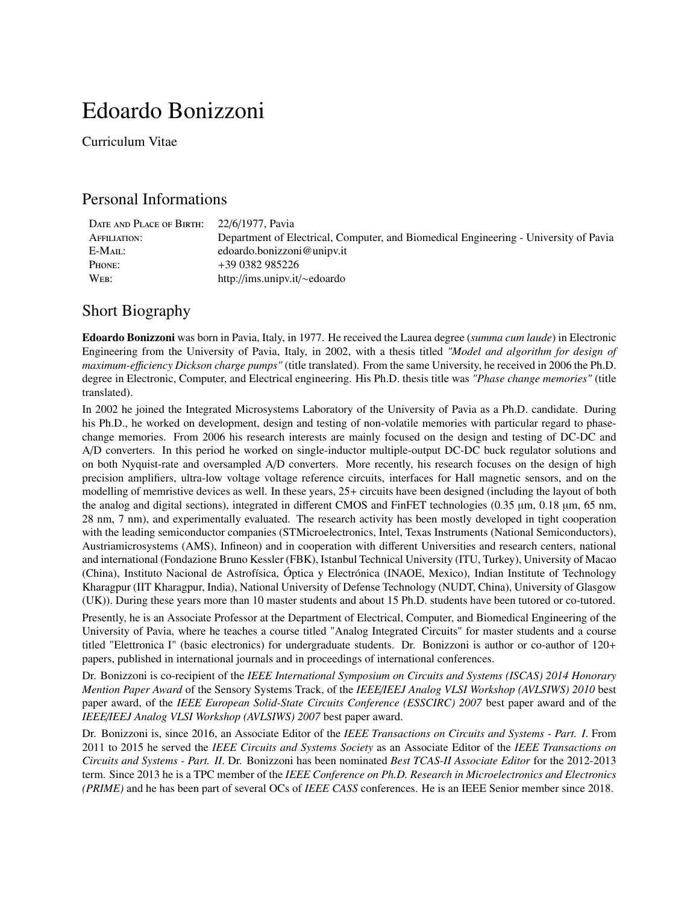# Edoardo Bonizzoni

Curriculum Vitae

## Personal Informations

| | |
|---|---|
| Date and Place of Birth: | 22/6/1977, Pavia |
| Affiliation: | Department of Electrical, Computer, and Biomedical Engineering - University of Pavia |
| E-Mail: | edoardo.bonizzoni@unipv.it |
| Phone: | +39 0382 985226 |
| Web: | http://ims.unipv.it/~edoardo |

## Short Biography

**Edoardo Bonizzoni** was born in Pavia, Italy, in 1977. He received the Laurea degree (*summa cum laude*) in Electronic Engineering from the University of Pavia, Italy, in 2002, with a thesis titled *"Model and algorithm for design of maximum-efficiency Dickson charge pumps"* (title translated). From the same University, he received in 2006 the Ph.D. degree in Electronic, Computer, and Electrical engineering. His Ph.D. thesis title was *"Phase change memories"* (title translated).

In 2002 he joined the Integrated Microsystems Laboratory of the University of Pavia as a Ph.D. candidate. During his Ph.D., he worked on development, design and testing of non-volatile memories with particular regard to phase-change memories. From 2006 his research interests are mainly focused on the design and testing of DC-DC and A/D converters. In this period he worked on single-inductor multiple-output DC-DC buck regulator solutions and on both Nyquist-rate and oversampled A/D converters. More recently, his research focuses on the design of high precision amplifiers, ultra-low voltage voltage reference circuits, interfaces for Hall magnetic sensors, and on the modelling of memristive devices as well. In these years, 25+ circuits have been designed (including the layout of both the analog and digital sections), integrated in different CMOS and FinFET technologies (0.35 µm, 0.18 µm, 65 nm, 28 nm, 7 nm), and experimentally evaluated. The research activity has been mostly developed in tight cooperation with the leading semiconductor companies (STMicroelectronics, Intel, Texas Instruments (National Semiconductors), Austriamicrosystems (AMS), Infineon) and in cooperation with different Universities and research centers, national and international (Fondazione Bruno Kessler (FBK), Istanbul Technical University (ITU, Turkey), University of Macao (China), Instituto Nacional de Astrofísica, Óptica y Electrónica (INAOE, Mexico), Indian Institute of Technology Kharagpur (IIT Kharagpur, India), National University of Defense Technology (NUDT, China), University of Glasgow (UK)). During these years more than 10 master students and about 15 Ph.D. students have been tutored or co-tutored.

Presently, he is an Associate Professor at the Department of Electrical, Computer, and Biomedical Engineering of the University of Pavia, where he teaches a course titled "Analog Integrated Circuits" for master students and a course titled "Elettronica I" (basic electronics) for undergraduate students. Dr. Bonizzoni is author or co-author of 120+ papers, published in international journals and in proceedings of international conferences.

Dr. Bonizzoni is co-recipient of the *IEEE International Symposium on Circuits and Systems (ISCAS) 2014 Honorary Mention Paper Award* of the Sensory Systems Track, of the *IEEE/IEEJ Analog VLSI Workshop (AVLSIWS) 2010* best paper award, of the *IEEE European Solid-State Circuits Conference (ESSCIRC) 2007* best paper award and of the *IEEE/IEEJ Analog VLSI Workshop (AVLSIWS) 2007* best paper award.

Dr. Bonizzoni is, since 2016, an Associate Editor of the *IEEE Transactions on Circuits and Systems - Part. I*. From 2011 to 2015 he served the *IEEE Circuits and Systems Society* as an Associate Editor of the *IEEE Transactions on Circuits and Systems - Part. II*. Dr. Bonizzoni has been nominated *Best TCAS-II Associate Editor* for the 2012-2013 term. Since 2013 he is a TPC member of the *IEEE Conference on Ph.D. Research in Microelectronics and Electronics (PRIME)* and he has been part of several OCs of *IEEE CASS* conferences. He is an IEEE Senior member since 2018.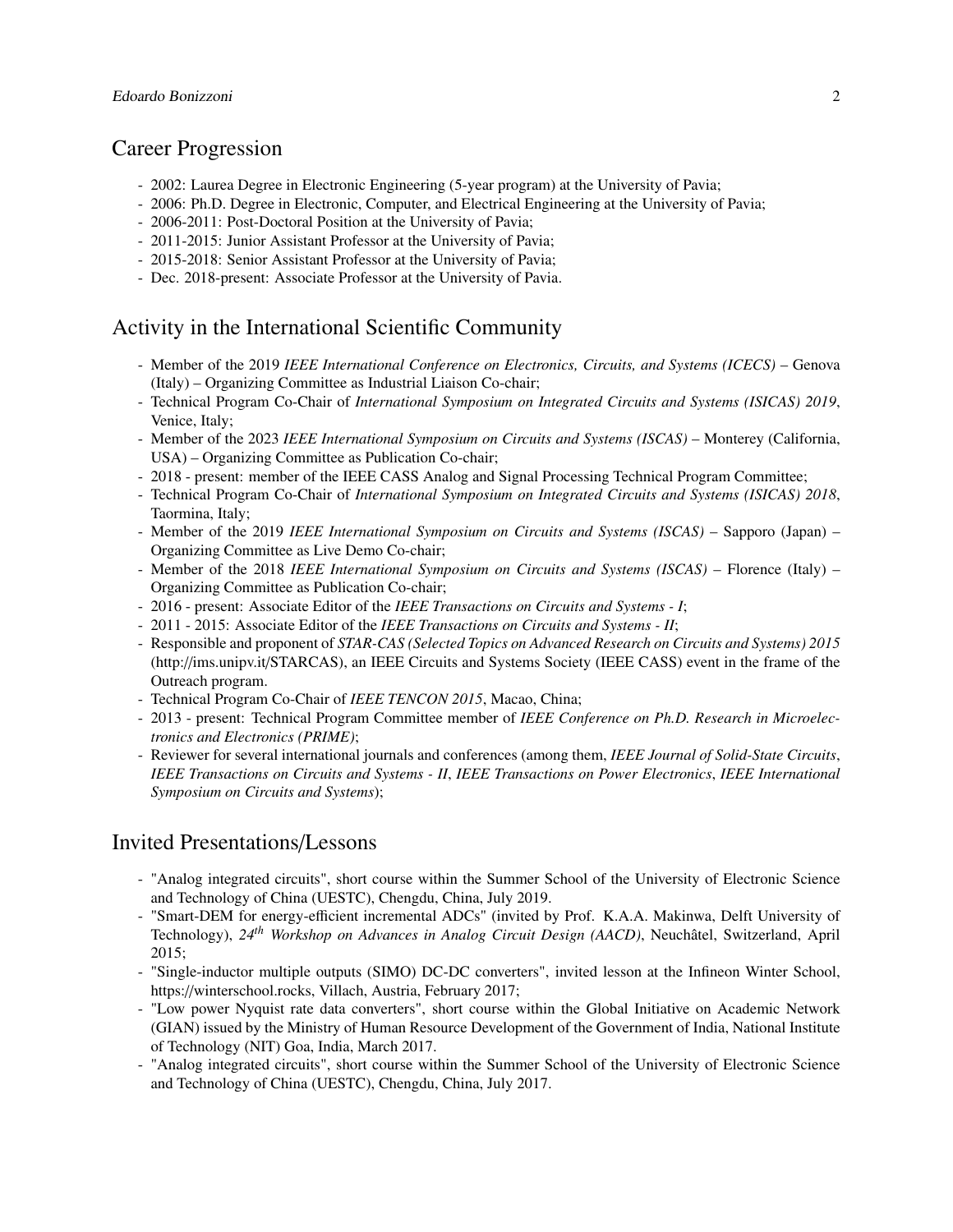## Career Progression

- 2002: Laurea Degree in Electronic Engineering (5-year program) at the University of Pavia;
- 2006: Ph.D. Degree in Electronic, Computer, and Electrical Engineering at the University of Pavia;
- 2006-2011: Post-Doctoral Position at the University of Pavia;
- 2011-2015: Junior Assistant Professor at the University of Pavia;
- 2015-2018: Senior Assistant Professor at the University of Pavia;
- Dec. 2018-present: Associate Professor at the University of Pavia.

## Activity in the International Scientific Community

- Member of the 2019 *IEEE International Conference on Electronics, Circuits, and Systems (ICECS)* – Genova (Italy) – Organizing Committee as Industrial Liaison Co-chair;
- Technical Program Co-Chair of *International Symposium on Integrated Circuits and Systems (ISICAS) 2019*, Venice, Italy;
- Member of the 2023 *IEEE International Symposium on Circuits and Systems (ISCAS)* – Monterey (California, USA) – Organizing Committee as Publication Co-chair;
- 2018 - present: member of the IEEE CASS Analog and Signal Processing Technical Program Committee;
- Technical Program Co-Chair of *International Symposium on Integrated Circuits and Systems (ISICAS) 2018*, Taormina, Italy;
- Member of the 2019 *IEEE International Symposium on Circuits and Systems (ISCAS)* – Sapporo (Japan) – Organizing Committee as Live Demo Co-chair;
- Member of the 2018 *IEEE International Symposium on Circuits and Systems (ISCAS)* – Florence (Italy) – Organizing Committee as Publication Co-chair;
- 2016 - present: Associate Editor of the *IEEE Transactions on Circuits and Systems - I*;
- 2011 - 2015: Associate Editor of the *IEEE Transactions on Circuits and Systems - II*;
- Responsible and proponent of *STAR-CAS (Selected Topics on Advanced Research on Circuits and Systems) 2015* (http://ims.unipv.it/STARCAS), an IEEE Circuits and Systems Society (IEEE CASS) event in the frame of the Outreach program.
- Technical Program Co-Chair of *IEEE TENCON 2015*, Macao, China;
- 2013 - present: Technical Program Committee member of *IEEE Conference on Ph.D. Research in Microelectronics and Electronics (PRIME)*;
- Reviewer for several international journals and conferences (among them, *IEEE Journal of Solid-State Circuits*, *IEEE Transactions on Circuits and Systems - II*, *IEEE Transactions on Power Electronics*, *IEEE International Symposium on Circuits and Systems*);

## Invited Presentations/Lessons

- "Analog integrated circuits", short course within the Summer School of the University of Electronic Science and Technology of China (UESTC), Chengdu, China, July 2019.
- "Smart-DEM for energy-efficient incremental ADCs" (invited by Prof. K.A.A. Makinwa, Delft University of Technology), *24th Workshop on Advances in Analog Circuit Design (AACD)*, Neuchâtel, Switzerland, April 2015;
- "Single-inductor multiple outputs (SIMO) DC-DC converters", invited lesson at the Infineon Winter School, https://winterschool.rocks, Villach, Austria, February 2017;
- "Low power Nyquist rate data converters", short course within the Global Initiative on Academic Network (GIAN) issued by the Ministry of Human Resource Development of the Government of India, National Institute of Technology (NIT) Goa, India, March 2017.
- "Analog integrated circuits", short course within the Summer School of the University of Electronic Science and Technology of China (UESTC), Chengdu, China, July 2017.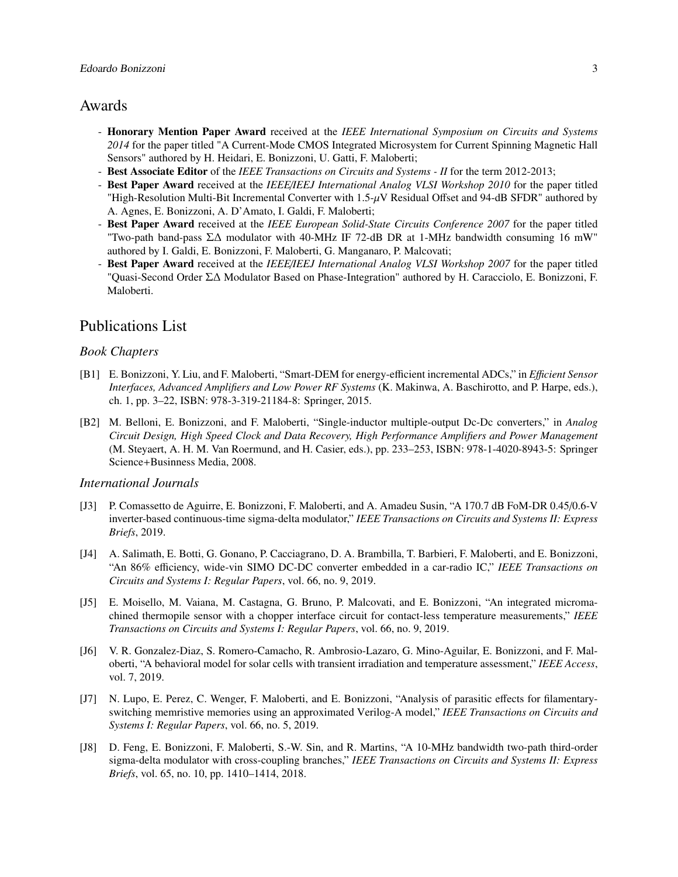## Awards

- **Honorary Mention Paper Award** received at the *IEEE International Symposium on Circuits and Systems 2014* for the paper titled "A Current-Mode CMOS Integrated Microsystem for Current Spinning Magnetic Hall Sensors" authored by H. Heidari, E. Bonizzoni, U. Gatti, F. Maloberti;
- **Best Associate Editor** of the *IEEE Transactions on Circuits and Systems - II* for the term 2012-2013;
- **Best Paper Award** received at the *IEEE/IEEJ International Analog VLSI Workshop 2010* for the paper titled "High-Resolution Multi-Bit Incremental Converter with 1.5-$\mu$V Residual Offset and 94-dB SFDR" authored by A. Agnes, E. Bonizzoni, A. D'Amato, I. Galdi, F. Maloberti;
- **Best Paper Award** received at the *IEEE European Solid-State Circuits Conference 2007* for the paper titled "Two-path band-pass $\Sigma\Delta$ modulator with 40-MHz IF 72-dB DR at 1-MHz bandwidth consuming 16 mW" authored by I. Galdi, E. Bonizzoni, F. Maloberti, G. Manganaro, P. Malcovati;
- **Best Paper Award** received at the *IEEE/IEEJ International Analog VLSI Workshop 2007* for the paper titled "Quasi-Second Order $\Sigma\Delta$ Modulator Based on Phase-Integration" authored by H. Caracciolo, E. Bonizzoni, F. Maloberti.

## Publications List

### Book Chapters

[B1] E. Bonizzoni, Y. Liu, and F. Maloberti, "Smart-DEM for energy-efficient incremental ADCs," in *Efficient Sensor Interfaces, Advanced Amplifiers and Low Power RF Systems* (K. Makinwa, A. Baschirotto, and P. Harpe, eds.), ch. 1, pp. 3–22, ISBN: 978-3-319-21184-8: Springer, 2015.

[B2] M. Belloni, E. Bonizzoni, and F. Maloberti, "Single-inductor multiple-output Dc-Dc converters," in *Analog Circuit Design, High Speed Clock and Data Recovery, High Performance Amplifiers and Power Management* (M. Steyaert, A. H. M. Van Roermund, and H. Casier, eds.), pp. 233–253, ISBN: 978-1-4020-8943-5: Springer Science+Businness Media, 2008.

### International Journals

[J3] P. Comassetto de Aguirre, E. Bonizzoni, F. Maloberti, and A. Amadeu Susin, "A 170.7 dB FoM-DR 0.45/0.6-V inverter-based continuous-time sigma-delta modulator," *IEEE Transactions on Circuits and Systems II: Express Briefs*, 2019.

[J4] A. Salimath, E. Botti, G. Gonano, P. Cacciagrano, D. A. Brambilla, T. Barbieri, F. Maloberti, and E. Bonizzoni, "An 86% efficiency, wide-vin SIMO DC-DC converter embedded in a car-radio IC," *IEEE Transactions on Circuits and Systems I: Regular Papers*, vol. 66, no. 9, 2019.

[J5] E. Moisello, M. Vaiana, M. Castagna, G. Bruno, P. Malcovati, and E. Bonizzoni, "An integrated micromachined thermopile sensor with a chopper interface circuit for contact-less temperature measurements," *IEEE Transactions on Circuits and Systems I: Regular Papers*, vol. 66, no. 9, 2019.

[J6] V. R. Gonzalez-Diaz, S. Romero-Camacho, R. Ambrosio-Lazaro, G. Mino-Aguilar, E. Bonizzoni, and F. Maloberti, "A behavioral model for solar cells with transient irradiation and temperature assessment," *IEEE Access*, vol. 7, 2019.

[J7] N. Lupo, E. Perez, C. Wenger, F. Maloberti, and E. Bonizzoni, "Analysis of parasitic effects for filamentary-switching memristive memories using an approximated Verilog-A model," *IEEE Transactions on Circuits and Systems I: Regular Papers*, vol. 66, no. 5, 2019.

[J8] D. Feng, E. Bonizzoni, F. Maloberti, S.-W. Sin, and R. Martins, "A 10-MHz bandwidth two-path third-order sigma-delta modulator with cross-coupling branches," *IEEE Transactions on Circuits and Systems II: Express Briefs*, vol. 65, no. 10, pp. 1410–1414, 2018.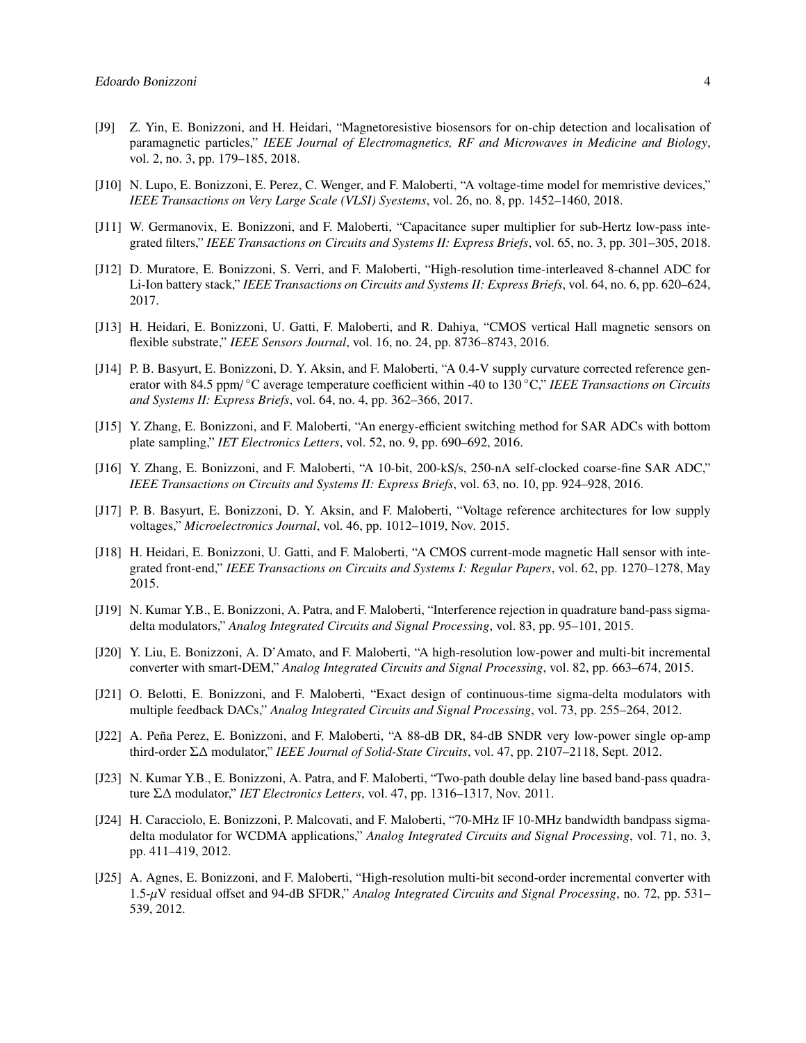[J9] Z. Yin, E. Bonizzoni, and H. Heidari, "Magnetoresistive biosensors for on-chip detection and localisation of paramagnetic particles," *IEEE Journal of Electromagnetics, RF and Microwaves in Medicine and Biology*, vol. 2, no. 3, pp. 179–185, 2018.

[J10] N. Lupo, E. Bonizzoni, E. Perez, C. Wenger, and F. Maloberti, "A voltage-time model for memristive devices," *IEEE Transactions on Very Large Scale (VLSI) Syestems*, vol. 26, no. 8, pp. 1452–1460, 2018.

[J11] W. Germanovix, E. Bonizzoni, and F. Maloberti, "Capacitance super multiplier for sub-Hertz low-pass integrated filters," *IEEE Transactions on Circuits and Systems II: Express Briefs*, vol. 65, no. 3, pp. 301–305, 2018.

[J12] D. Muratore, E. Bonizzoni, S. Verri, and F. Maloberti, "High-resolution time-interleaved 8-channel ADC for Li-Ion battery stack," *IEEE Transactions on Circuits and Systems II: Express Briefs*, vol. 64, no. 6, pp. 620–624, 2017.

[J13] H. Heidari, E. Bonizzoni, U. Gatti, F. Maloberti, and R. Dahiya, "CMOS vertical Hall magnetic sensors on flexible substrate," *IEEE Sensors Journal*, vol. 16, no. 24, pp. 8736–8743, 2016.

[J14] P. B. Basyurt, E. Bonizzoni, D. Y. Aksin, and F. Maloberti, "A 0.4-V supply curvature corrected reference generator with 84.5 ppm/°C average temperature coefficient within -40 to 130 °C," *IEEE Transactions on Circuits and Systems II: Express Briefs*, vol. 64, no. 4, pp. 362–366, 2017.

[J15] Y. Zhang, E. Bonizzoni, and F. Maloberti, "An energy-efficient switching method for SAR ADCs with bottom plate sampling," *IET Electronics Letters*, vol. 52, no. 9, pp. 690–692, 2016.

[J16] Y. Zhang, E. Bonizzoni, and F. Maloberti, "A 10-bit, 200-kS/s, 250-nA self-clocked coarse-fine SAR ADC," *IEEE Transactions on Circuits and Systems II: Express Briefs*, vol. 63, no. 10, pp. 924–928, 2016.

[J17] P. B. Basyurt, E. Bonizzoni, D. Y. Aksin, and F. Maloberti, "Voltage reference architectures for low supply voltages," *Microelectronics Journal*, vol. 46, pp. 1012–1019, Nov. 2015.

[J18] H. Heidari, E. Bonizzoni, U. Gatti, and F. Maloberti, "A CMOS current-mode magnetic Hall sensor with integrated front-end," *IEEE Transactions on Circuits and Systems I: Regular Papers*, vol. 62, pp. 1270–1278, May 2015.

[J19] N. Kumar Y.B., E. Bonizzoni, A. Patra, and F. Maloberti, "Interference rejection in quadrature band-pass sigma-delta modulators," *Analog Integrated Circuits and Signal Processing*, vol. 83, pp. 95–101, 2015.

[J20] Y. Liu, E. Bonizzoni, A. D'Amato, and F. Maloberti, "A high-resolution low-power and multi-bit incremental converter with smart-DEM," *Analog Integrated Circuits and Signal Processing*, vol. 82, pp. 663–674, 2015.

[J21] O. Belotti, E. Bonizzoni, and F. Maloberti, "Exact design of continuous-time sigma-delta modulators with multiple feedback DACs," *Analog Integrated Circuits and Signal Processing*, vol. 73, pp. 255–264, 2012.

[J22] A. Peña Perez, E. Bonizzoni, and F. Maloberti, "A 88-dB DR, 84-dB SNDR very low-power single op-amp third-order $\Sigma\Delta$ modulator," *IEEE Journal of Solid-State Circuits*, vol. 47, pp. 2107–2118, Sept. 2012.

[J23] N. Kumar Y.B., E. Bonizzoni, A. Patra, and F. Maloberti, "Two-path double delay line based band-pass quadrature $\Sigma\Delta$ modulator," *IET Electronics Letters*, vol. 47, pp. 1316–1317, Nov. 2011.

[J24] H. Caracciolo, E. Bonizzoni, P. Malcovati, and F. Maloberti, "70-MHz IF 10-MHz bandwidth bandpass sigma-delta modulator for WCDMA applications," *Analog Integrated Circuits and Signal Processing*, vol. 71, no. 3, pp. 411–419, 2012.

[J25] A. Agnes, E. Bonizzoni, and F. Maloberti, "High-resolution multi-bit second-order incremental converter with 1.5-$\mu$V residual offset and 94-dB SFDR," *Analog Integrated Circuits and Signal Processing*, no. 72, pp. 531–539, 2012.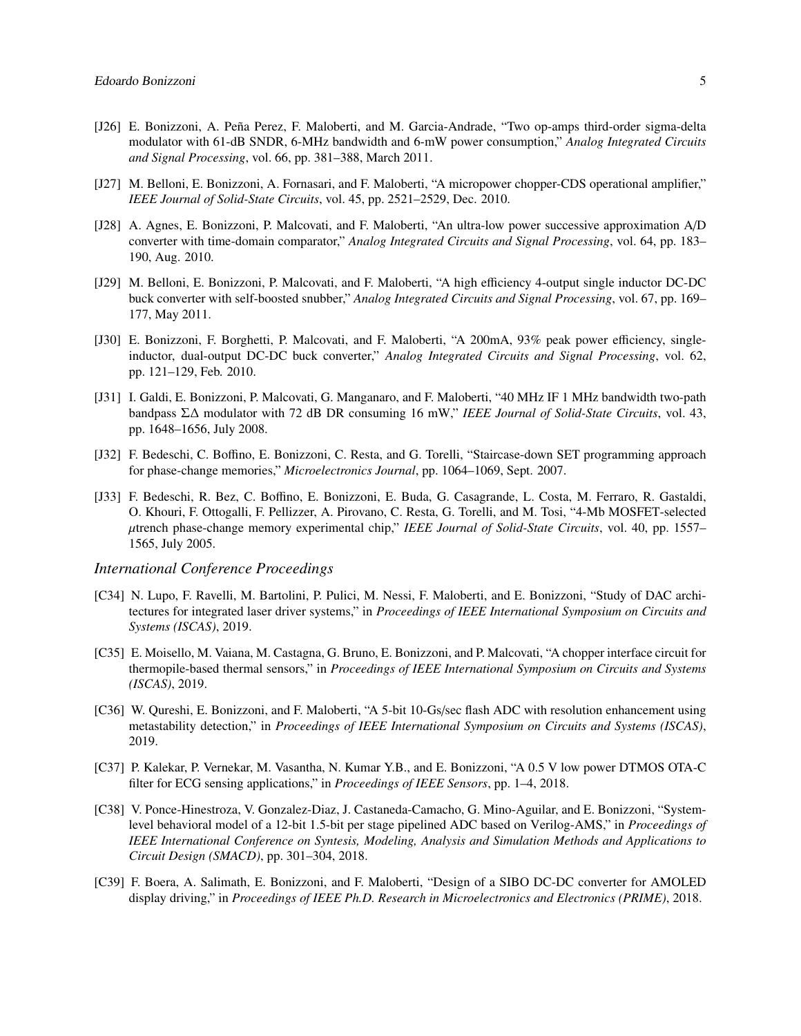[J26] E. Bonizzoni, A. Peña Perez, F. Maloberti, and M. Garcia-Andrade, "Two op-amps third-order sigma-delta modulator with 61-dB SNDR, 6-MHz bandwidth and 6-mW power consumption," *Analog Integrated Circuits and Signal Processing*, vol. 66, pp. 381–388, March 2011.

[J27] M. Belloni, E. Bonizzoni, A. Fornasari, and F. Maloberti, "A micropower chopper-CDS operational amplifier," *IEEE Journal of Solid-State Circuits*, vol. 45, pp. 2521–2529, Dec. 2010.

[J28] A. Agnes, E. Bonizzoni, P. Malcovati, and F. Maloberti, "An ultra-low power successive approximation A/D converter with time-domain comparator," *Analog Integrated Circuits and Signal Processing*, vol. 64, pp. 183–190, Aug. 2010.

[J29] M. Belloni, E. Bonizzoni, P. Malcovati, and F. Maloberti, "A high efficiency 4-output single inductor DC-DC buck converter with self-boosted snubber," *Analog Integrated Circuits and Signal Processing*, vol. 67, pp. 169–177, May 2011.

[J30] E. Bonizzoni, F. Borghetti, P. Malcovati, and F. Maloberti, "A 200mA, 93% peak power efficiency, single-inductor, dual-output DC-DC buck converter," *Analog Integrated Circuits and Signal Processing*, vol. 62, pp. 121–129, Feb. 2010.

[J31] I. Galdi, E. Bonizzoni, P. Malcovati, G. Manganaro, and F. Maloberti, "40 MHz IF 1 MHz bandwidth two-path bandpass $\Sigma\Delta$ modulator with 72 dB DR consuming 16 mW," *IEEE Journal of Solid-State Circuits*, vol. 43, pp. 1648–1656, July 2008.

[J32] F. Bedeschi, C. Boffino, E. Bonizzoni, C. Resta, and G. Torelli, "Staircase-down SET programming approach for phase-change memories," *Microelectronics Journal*, pp. 1064–1069, Sept. 2007.

[J33] F. Bedeschi, R. Bez, C. Boffino, E. Bonizzoni, E. Buda, G. Casagrande, L. Costa, M. Ferraro, R. Gastaldi, O. Khouri, F. Ottogalli, F. Pellizzer, A. Pirovano, C. Resta, G. Torelli, and M. Tosi, "4-Mb MOSFET-selected $\mu$trench phase-change memory experimental chip," *IEEE Journal of Solid-State Circuits*, vol. 40, pp. 1557–1565, July 2005.

### *International Conference Proceedings*

[C34] N. Lupo, F. Ravelli, M. Bartolini, P. Pulici, M. Nessi, F. Maloberti, and E. Bonizzoni, "Study of DAC architectures for integrated laser driver systems," in *Proceedings of IEEE International Symposium on Circuits and Systems (ISCAS)*, 2019.

[C35] E. Moisello, M. Vaiana, M. Castagna, G. Bruno, E. Bonizzoni, and P. Malcovati, "A chopper interface circuit for thermopile-based thermal sensors," in *Proceedings of IEEE International Symposium on Circuits and Systems (ISCAS)*, 2019.

[C36] W. Qureshi, E. Bonizzoni, and F. Maloberti, "A 5-bit 10-Gs/sec flash ADC with resolution enhancement using metastability detection," in *Proceedings of IEEE International Symposium on Circuits and Systems (ISCAS)*, 2019.

[C37] P. Kalekar, P. Vernekar, M. Vasantha, N. Kumar Y.B., and E. Bonizzoni, "A 0.5 V low power DTMOS OTA-C filter for ECG sensing applications," in *Proceedings of IEEE Sensors*, pp. 1–4, 2018.

[C38] V. Ponce-Hinestroza, V. Gonzalez-Diaz, J. Castaneda-Camacho, G. Mino-Aguilar, and E. Bonizzoni, "System-level behavioral model of a 12-bit 1.5-bit per stage pipelined ADC based on Verilog-AMS," in *Proceedings of IEEE International Conference on Syntesis, Modeling, Analysis and Simulation Methods and Applications to Circuit Design (SMACD)*, pp. 301–304, 2018.

[C39] F. Boera, A. Salimath, E. Bonizzoni, and F. Maloberti, "Design of a SIBO DC-DC converter for AMOLED display driving," in *Proceedings of IEEE Ph.D. Research in Microelectronics and Electronics (PRIME)*, 2018.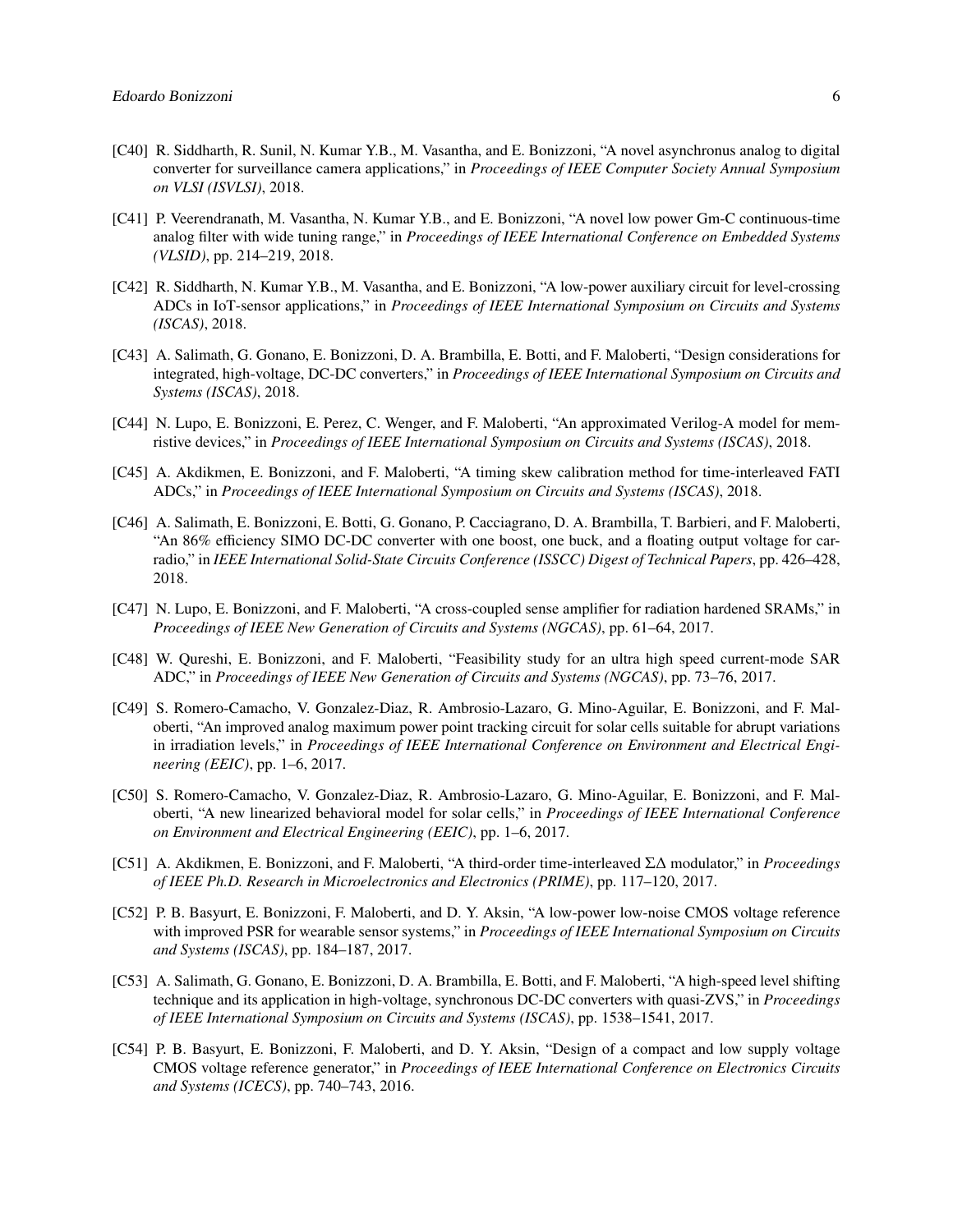[C40] R. Siddharth, R. Sunil, N. Kumar Y.B., M. Vasantha, and E. Bonizzoni, "A novel asynchronus analog to digital converter for surveillance camera applications," in *Proceedings of IEEE Computer Society Annual Symposium on VLSI (ISVLSI)*, 2018.

[C41] P. Veerendranath, M. Vasantha, N. Kumar Y.B., and E. Bonizzoni, "A novel low power Gm-C continuous-time analog filter with wide tuning range," in *Proceedings of IEEE International Conference on Embedded Systems (VLSID)*, pp. 214–219, 2018.

[C42] R. Siddharth, N. Kumar Y.B., M. Vasantha, and E. Bonizzoni, "A low-power auxiliary circuit for level-crossing ADCs in IoT-sensor applications," in *Proceedings of IEEE International Symposium on Circuits and Systems (ISCAS)*, 2018.

[C43] A. Salimath, G. Gonano, E. Bonizzoni, D. A. Brambilla, E. Botti, and F. Maloberti, "Design considerations for integrated, high-voltage, DC-DC converters," in *Proceedings of IEEE International Symposium on Circuits and Systems (ISCAS)*, 2018.

[C44] N. Lupo, E. Bonizzoni, E. Perez, C. Wenger, and F. Maloberti, "An approximated Verilog-A model for memristive devices," in *Proceedings of IEEE International Symposium on Circuits and Systems (ISCAS)*, 2018.

[C45] A. Akdikmen, E. Bonizzoni, and F. Maloberti, "A timing skew calibration method for time-interleaved FATI ADCs," in *Proceedings of IEEE International Symposium on Circuits and Systems (ISCAS)*, 2018.

[C46] A. Salimath, E. Bonizzoni, E. Botti, G. Gonano, P. Cacciagrano, D. A. Brambilla, T. Barbieri, and F. Maloberti, "An 86% efficiency SIMO DC-DC converter with one boost, one buck, and a floating output voltage for car-radio," in *IEEE International Solid-State Circuits Conference (ISSCC) Digest of Technical Papers*, pp. 426–428, 2018.

[C47] N. Lupo, E. Bonizzoni, and F. Maloberti, "A cross-coupled sense amplifier for radiation hardened SRAMs," in *Proceedings of IEEE New Generation of Circuits and Systems (NGCAS)*, pp. 61–64, 2017.

[C48] W. Qureshi, E. Bonizzoni, and F. Maloberti, "Feasibility study for an ultra high speed current-mode SAR ADC," in *Proceedings of IEEE New Generation of Circuits and Systems (NGCAS)*, pp. 73–76, 2017.

[C49] S. Romero-Camacho, V. Gonzalez-Diaz, R. Ambrosio-Lazaro, G. Mino-Aguilar, E. Bonizzoni, and F. Maloberti, "An improved analog maximum power point tracking circuit for solar cells suitable for abrupt variations in irradiation levels," in *Proceedings of IEEE International Conference on Environment and Electrical Engineering (EEIC)*, pp. 1–6, 2017.

[C50] S. Romero-Camacho, V. Gonzalez-Diaz, R. Ambrosio-Lazaro, G. Mino-Aguilar, E. Bonizzoni, and F. Maloberti, "A new linearized behavioral model for solar cells," in *Proceedings of IEEE International Conference on Environment and Electrical Engineering (EEIC)*, pp. 1–6, 2017.

[C51] A. Akdikmen, E. Bonizzoni, and F. Maloberti, "A third-order time-interleaved $\Sigma\Delta$ modulator," in *Proceedings of IEEE Ph.D. Research in Microelectronics and Electronics (PRIME)*, pp. 117–120, 2017.

[C52] P. B. Basyurt, E. Bonizzoni, F. Maloberti, and D. Y. Aksin, "A low-power low-noise CMOS voltage reference with improved PSR for wearable sensor systems," in *Proceedings of IEEE International Symposium on Circuits and Systems (ISCAS)*, pp. 184–187, 2017.

[C53] A. Salimath, G. Gonano, E. Bonizzoni, D. A. Brambilla, E. Botti, and F. Maloberti, "A high-speed level shifting technique and its application in high-voltage, synchronous DC-DC converters with quasi-ZVS," in *Proceedings of IEEE International Symposium on Circuits and Systems (ISCAS)*, pp. 1538–1541, 2017.

[C54] P. B. Basyurt, E. Bonizzoni, F. Maloberti, and D. Y. Aksin, "Design of a compact and low supply voltage CMOS voltage reference generator," in *Proceedings of IEEE International Conference on Electronics Circuits and Systems (ICECS)*, pp. 740–743, 2016.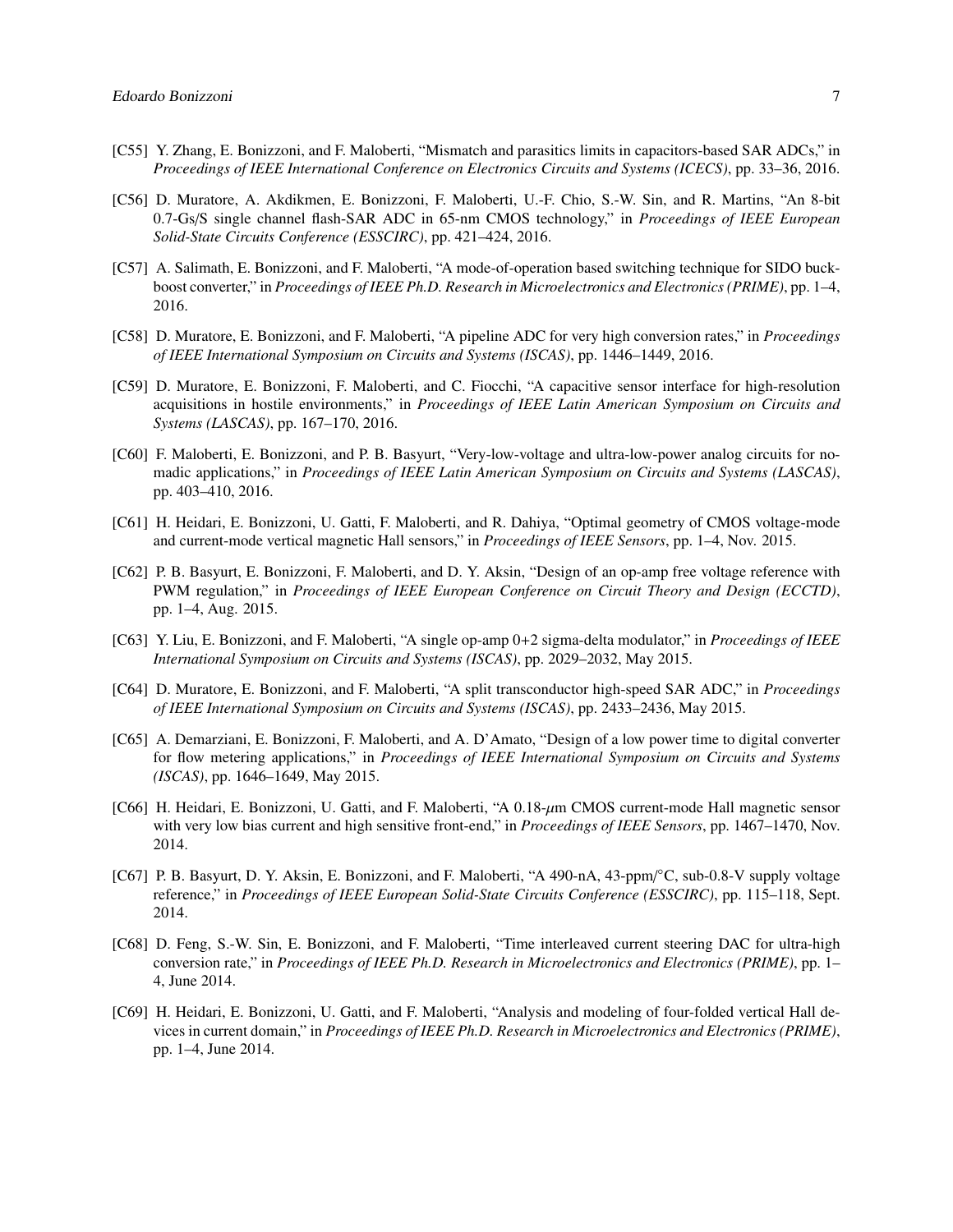[C55] Y. Zhang, E. Bonizzoni, and F. Maloberti, "Mismatch and parasitics limits in capacitors-based SAR ADCs," in *Proceedings of IEEE International Conference on Electronics Circuits and Systems (ICECS)*, pp. 33–36, 2016.

[C56] D. Muratore, A. Akdikmen, E. Bonizzoni, F. Maloberti, U.-F. Chio, S.-W. Sin, and R. Martins, "An 8-bit 0.7-Gs/S single channel flash-SAR ADC in 65-nm CMOS technology," in *Proceedings of IEEE European Solid-State Circuits Conference (ESSCIRC)*, pp. 421–424, 2016.

[C57] A. Salimath, E. Bonizzoni, and F. Maloberti, "A mode-of-operation based switching technique for SIDO buck-boost converter," in *Proceedings of IEEE Ph.D. Research in Microelectronics and Electronics (PRIME)*, pp. 1–4, 2016.

[C58] D. Muratore, E. Bonizzoni, and F. Maloberti, "A pipeline ADC for very high conversion rates," in *Proceedings of IEEE International Symposium on Circuits and Systems (ISCAS)*, pp. 1446–1449, 2016.

[C59] D. Muratore, E. Bonizzoni, F. Maloberti, and C. Fiocchi, "A capacitive sensor interface for high-resolution acquisitions in hostile environments," in *Proceedings of IEEE Latin American Symposium on Circuits and Systems (LASCAS)*, pp. 167–170, 2016.

[C60] F. Maloberti, E. Bonizzoni, and P. B. Basyurt, "Very-low-voltage and ultra-low-power analog circuits for nomadic applications," in *Proceedings of IEEE Latin American Symposium on Circuits and Systems (LASCAS)*, pp. 403–410, 2016.

[C61] H. Heidari, E. Bonizzoni, U. Gatti, F. Maloberti, and R. Dahiya, "Optimal geometry of CMOS voltage-mode and current-mode vertical magnetic Hall sensors," in *Proceedings of IEEE Sensors*, pp. 1–4, Nov. 2015.

[C62] P. B. Basyurt, E. Bonizzoni, F. Maloberti, and D. Y. Aksin, "Design of an op-amp free voltage reference with PWM regulation," in *Proceedings of IEEE European Conference on Circuit Theory and Design (ECCTD)*, pp. 1–4, Aug. 2015.

[C63] Y. Liu, E. Bonizzoni, and F. Maloberti, "A single op-amp 0+2 sigma-delta modulator," in *Proceedings of IEEE International Symposium on Circuits and Systems (ISCAS)*, pp. 2029–2032, May 2015.

[C64] D. Muratore, E. Bonizzoni, and F. Maloberti, "A split transconductor high-speed SAR ADC," in *Proceedings of IEEE International Symposium on Circuits and Systems (ISCAS)*, pp. 2433–2436, May 2015.

[C65] A. Demarziani, E. Bonizzoni, F. Maloberti, and A. D'Amato, "Design of a low power time to digital converter for flow metering applications," in *Proceedings of IEEE International Symposium on Circuits and Systems (ISCAS)*, pp. 1646–1649, May 2015.

[C66] H. Heidari, E. Bonizzoni, U. Gatti, and F. Maloberti, "A 0.18-$\mu$m CMOS current-mode Hall magnetic sensor with very low bias current and high sensitive front-end," in *Proceedings of IEEE Sensors*, pp. 1467–1470, Nov. 2014.

[C67] P. B. Basyurt, D. Y. Aksin, E. Bonizzoni, and F. Maloberti, "A 490-nA, 43-ppm/°C, sub-0.8-V supply voltage reference," in *Proceedings of IEEE European Solid-State Circuits Conference (ESSCIRC)*, pp. 115–118, Sept. 2014.

[C68] D. Feng, S.-W. Sin, E. Bonizzoni, and F. Maloberti, "Time interleaved current steering DAC for ultra-high conversion rate," in *Proceedings of IEEE Ph.D. Research in Microelectronics and Electronics (PRIME)*, pp. 1–4, June 2014.

[C69] H. Heidari, E. Bonizzoni, U. Gatti, and F. Maloberti, "Analysis and modeling of four-folded vertical Hall devices in current domain," in *Proceedings of IEEE Ph.D. Research in Microelectronics and Electronics (PRIME)*, pp. 1–4, June 2014.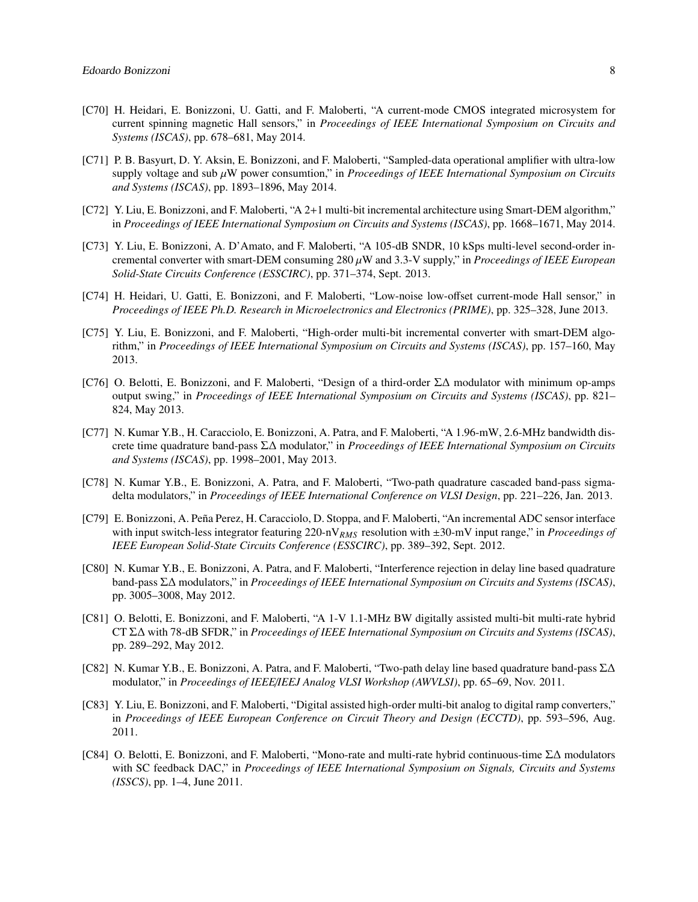[C70] H. Heidari, E. Bonizzoni, U. Gatti, and F. Maloberti, "A current-mode CMOS integrated microsystem for current spinning magnetic Hall sensors," in *Proceedings of IEEE International Symposium on Circuits and Systems (ISCAS)*, pp. 678–681, May 2014.

[C71] P. B. Basyurt, D. Y. Aksin, E. Bonizzoni, and F. Maloberti, "Sampled-data operational amplifier with ultra-low supply voltage and sub $\mu$W power consumtion," in *Proceedings of IEEE International Symposium on Circuits and Systems (ISCAS)*, pp. 1893–1896, May 2014.

[C72] Y. Liu, E. Bonizzoni, and F. Maloberti, "A 2+1 multi-bit incremental architecture using Smart-DEM algorithm," in *Proceedings of IEEE International Symposium on Circuits and Systems (ISCAS)*, pp. 1668–1671, May 2014.

[C73] Y. Liu, E. Bonizzoni, A. D'Amato, and F. Maloberti, "A 105-dB SNDR, 10 kSps multi-level second-order incremental converter with smart-DEM consuming 280 $\mu$W and 3.3-V supply," in *Proceedings of IEEE European Solid-State Circuits Conference (ESSCIRC)*, pp. 371–374, Sept. 2013.

[C74] H. Heidari, U. Gatti, E. Bonizzoni, and F. Maloberti, "Low-noise low-offset current-mode Hall sensor," in *Proceedings of IEEE Ph.D. Research in Microelectronics and Electronics (PRIME)*, pp. 325–328, June 2013.

[C75] Y. Liu, E. Bonizzoni, and F. Maloberti, "High-order multi-bit incremental converter with smart-DEM algorithm," in *Proceedings of IEEE International Symposium on Circuits and Systems (ISCAS)*, pp. 157–160, May 2013.

[C76] O. Belotti, E. Bonizzoni, and F. Maloberti, "Design of a third-order $\Sigma\Delta$ modulator with minimum op-amps output swing," in *Proceedings of IEEE International Symposium on Circuits and Systems (ISCAS)*, pp. 821–824, May 2013.

[C77] N. Kumar Y.B., H. Caracciolo, E. Bonizzoni, A. Patra, and F. Maloberti, "A 1.96-mW, 2.6-MHz bandwidth discrete time quadrature band-pass $\Sigma\Delta$ modulator," in *Proceedings of IEEE International Symposium on Circuits and Systems (ISCAS)*, pp. 1998–2001, May 2013.

[C78] N. Kumar Y.B., E. Bonizzoni, A. Patra, and F. Maloberti, "Two-path quadrature cascaded band-pass sigma-delta modulators," in *Proceedings of IEEE International Conference on VLSI Design*, pp. 221–226, Jan. 2013.

[C79] E. Bonizzoni, A. Peña Perez, H. Caracciolo, D. Stoppa, and F. Maloberti, "An incremental ADC sensor interface with input switch-less integrator featuring 220-nV$_{RMS}$ resolution with $\pm$30-mV input range," in *Proceedings of IEEE European Solid-State Circuits Conference (ESSCIRC)*, pp. 389–392, Sept. 2012.

[C80] N. Kumar Y.B., E. Bonizzoni, A. Patra, and F. Maloberti, "Interference rejection in delay line based quadrature band-pass $\Sigma\Delta$ modulators," in *Proceedings of IEEE International Symposium on Circuits and Systems (ISCAS)*, pp. 3005–3008, May 2012.

[C81] O. Belotti, E. Bonizzoni, and F. Maloberti, "A 1-V 1.1-MHz BW digitally assisted multi-bit multi-rate hybrid CT $\Sigma\Delta$ with 78-dB SFDR," in *Proceedings of IEEE International Symposium on Circuits and Systems (ISCAS)*, pp. 289–292, May 2012.

[C82] N. Kumar Y.B., E. Bonizzoni, A. Patra, and F. Maloberti, "Two-path delay line based quadrature band-pass $\Sigma\Delta$ modulator," in *Proceedings of IEEE/IEEJ Analog VLSI Workshop (AWVLSI)*, pp. 65–69, Nov. 2011.

[C83] Y. Liu, E. Bonizzoni, and F. Maloberti, "Digital assisted high-order multi-bit analog to digital ramp converters," in *Proceedings of IEEE European Conference on Circuit Theory and Design (ECCTD)*, pp. 593–596, Aug. 2011.

[C84] O. Belotti, E. Bonizzoni, and F. Maloberti, "Mono-rate and multi-rate hybrid continuous-time $\Sigma\Delta$ modulators with SC feedback DAC," in *Proceedings of IEEE International Symposium on Signals, Circuits and Systems (ISSCS)*, pp. 1–4, June 2011.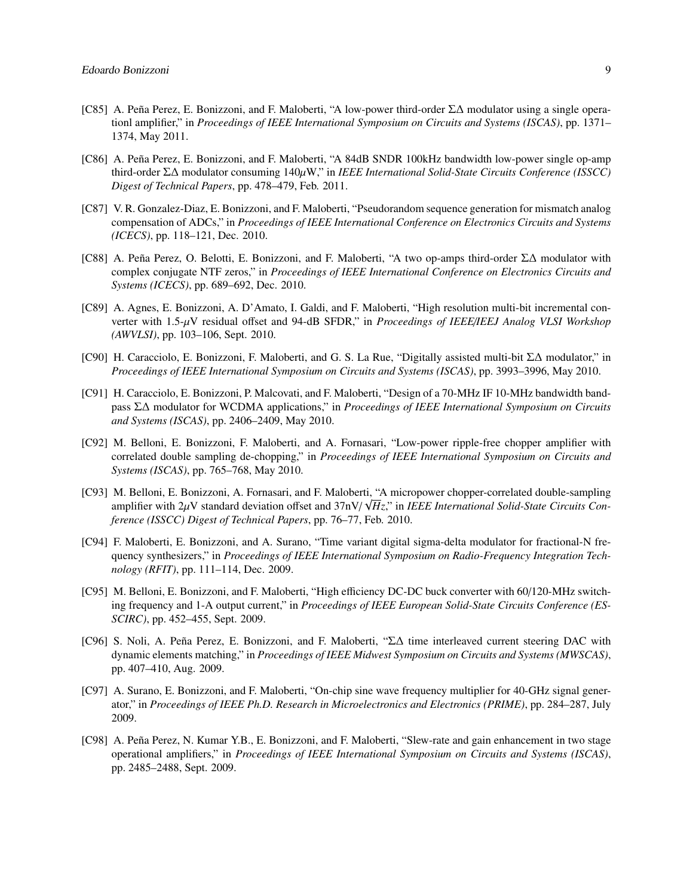- [C85] A. Peña Perez, E. Bonizzoni, and F. Maloberti, "A low-power third-order $\Sigma\Delta$ modulator using a single operationl amplifier," in *Proceedings of IEEE International Symposium on Circuits and Systems (ISCAS)*, pp. 1371–1374, May 2011.
- [C86] A. Peña Perez, E. Bonizzoni, and F. Maloberti, "A 84dB SNDR 100kHz bandwidth low-power single op-amp third-order $\Sigma\Delta$ modulator consuming 140$\mu$W," in *IEEE International Solid-State Circuits Conference (ISSCC) Digest of Technical Papers*, pp. 478–479, Feb. 2011.
- [C87] V. R. Gonzalez-Diaz, E. Bonizzoni, and F. Maloberti, "Pseudorandom sequence generation for mismatch analog compensation of ADCs," in *Proceedings of IEEE International Conference on Electronics Circuits and Systems (ICECS)*, pp. 118–121, Dec. 2010.
- [C88] A. Peña Perez, O. Belotti, E. Bonizzoni, and F. Maloberti, "A two op-amps third-order $\Sigma\Delta$ modulator with complex conjugate NTF zeros," in *Proceedings of IEEE International Conference on Electronics Circuits and Systems (ICECS)*, pp. 689–692, Dec. 2010.
- [C89] A. Agnes, E. Bonizzoni, A. D'Amato, I. Galdi, and F. Maloberti, "High resolution multi-bit incremental converter with 1.5-$\mu$V residual offset and 94-dB SFDR," in *Proceedings of IEEE/IEEJ Analog VLSI Workshop (AWVLSI)*, pp. 103–106, Sept. 2010.
- [C90] H. Caracciolo, E. Bonizzoni, F. Maloberti, and G. S. La Rue, "Digitally assisted multi-bit $\Sigma\Delta$ modulator," in *Proceedings of IEEE International Symposium on Circuits and Systems (ISCAS)*, pp. 3993–3996, May 2010.
- [C91] H. Caracciolo, E. Bonizzoni, P. Malcovati, and F. Maloberti, "Design of a 70-MHz IF 10-MHz bandwidth bandpass $\Sigma\Delta$ modulator for WCDMA applications," in *Proceedings of IEEE International Symposium on Circuits and Systems (ISCAS)*, pp. 2406–2409, May 2010.
- [C92] M. Belloni, E. Bonizzoni, F. Maloberti, and A. Fornasari, "Low-power ripple-free chopper amplifier with correlated double sampling de-chopping," in *Proceedings of IEEE International Symposium on Circuits and Systems (ISCAS)*, pp. 765–768, May 2010.
- [C93] M. Belloni, E. Bonizzoni, A. Fornasari, and F. Maloberti, "A micropower chopper-correlated double-sampling amplifier with 2$\mu$V standard deviation offset and 37nV/$\sqrt{Hz}$," in *IEEE International Solid-State Circuits Conference (ISSCC) Digest of Technical Papers*, pp. 76–77, Feb. 2010.
- [C94] F. Maloberti, E. Bonizzoni, and A. Surano, "Time variant digital sigma-delta modulator for fractional-N frequency synthesizers," in *Proceedings of IEEE International Symposium on Radio-Frequency Integration Technology (RFIT)*, pp. 111–114, Dec. 2009.
- [C95] M. Belloni, E. Bonizzoni, and F. Maloberti, "High efficiency DC-DC buck converter with 60/120-MHz switching frequency and 1-A output current," in *Proceedings of IEEE European Solid-State Circuits Conference (ESSCIRC)*, pp. 452–455, Sept. 2009.
- [C96] S. Noli, A. Peña Perez, E. Bonizzoni, and F. Maloberti, "$\Sigma\Delta$ time interleaved current steering DAC with dynamic elements matching," in *Proceedings of IEEE Midwest Symposium on Circuits and Systems (MWSCAS)*, pp. 407–410, Aug. 2009.
- [C97] A. Surano, E. Bonizzoni, and F. Maloberti, "On-chip sine wave frequency multiplier for 40-GHz signal generator," in *Proceedings of IEEE Ph.D. Research in Microelectronics and Electronics (PRIME)*, pp. 284–287, July 2009.
- [C98] A. Peña Perez, N. Kumar Y.B., E. Bonizzoni, and F. Maloberti, "Slew-rate and gain enhancement in two stage operational amplifiers," in *Proceedings of IEEE International Symposium on Circuits and Systems (ISCAS)*, pp. 2485–2488, Sept. 2009.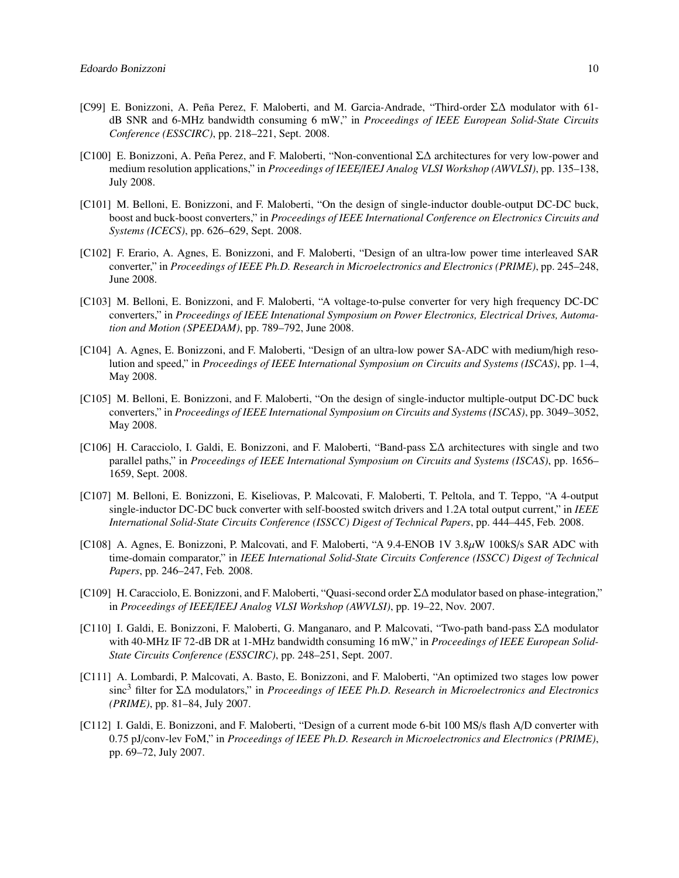[C99] E. Bonizzoni, A. Peña Perez, F. Maloberti, and M. Garcia-Andrade, "Third-order ΣΔ modulator with 61-dB SNR and 6-MHz bandwidth consuming 6 mW," in *Proceedings of IEEE European Solid-State Circuits Conference (ESSCIRC)*, pp. 218–221, Sept. 2008.

[C100] E. Bonizzoni, A. Peña Perez, and F. Maloberti, "Non-conventional ΣΔ architectures for very low-power and medium resolution applications," in *Proceedings of IEEE/IEEJ Analog VLSI Workshop (AWVLSI)*, pp. 135–138, July 2008.

[C101] M. Belloni, E. Bonizzoni, and F. Maloberti, "On the design of single-inductor double-output DC-DC buck, boost and buck-boost converters," in *Proceedings of IEEE International Conference on Electronics Circuits and Systems (ICECS)*, pp. 626–629, Sept. 2008.

[C102] F. Erario, A. Agnes, E. Bonizzoni, and F. Maloberti, "Design of an ultra-low power time interleaved SAR converter," in *Proceedings of IEEE Ph.D. Research in Microelectronics and Electronics (PRIME)*, pp. 245–248, June 2008.

[C103] M. Belloni, E. Bonizzoni, and F. Maloberti, "A voltage-to-pulse converter for very high frequency DC-DC converters," in *Proceedings of IEEE Intenational Symposium on Power Electronics, Electrical Drives, Automation and Motion (SPEEDAM)*, pp. 789–792, June 2008.

[C104] A. Agnes, E. Bonizzoni, and F. Maloberti, "Design of an ultra-low power SA-ADC with medium/high resolution and speed," in *Proceedings of IEEE International Symposium on Circuits and Systems (ISCAS)*, pp. 1–4, May 2008.

[C105] M. Belloni, E. Bonizzoni, and F. Maloberti, "On the design of single-inductor multiple-output DC-DC buck converters," in *Proceedings of IEEE International Symposium on Circuits and Systems (ISCAS)*, pp. 3049–3052, May 2008.

[C106] H. Caracciolo, I. Galdi, E. Bonizzoni, and F. Maloberti, "Band-pass ΣΔ architectures with single and two parallel paths," in *Proceedings of IEEE International Symposium on Circuits and Systems (ISCAS)*, pp. 1656–1659, Sept. 2008.

[C107] M. Belloni, E. Bonizzoni, E. Kiseliovas, P. Malcovati, F. Maloberti, T. Peltola, and T. Teppo, "A 4-output single-inductor DC-DC buck converter with self-boosted switch drivers and 1.2A total output current," in *IEEE International Solid-State Circuits Conference (ISSCC) Digest of Technical Papers*, pp. 444–445, Feb. 2008.

[C108] A. Agnes, E. Bonizzoni, P. Malcovati, and F. Maloberti, "A 9.4-ENOB 1V 3.8$\mu$W 100kS/s SAR ADC with time-domain comparator," in *IEEE International Solid-State Circuits Conference (ISSCC) Digest of Technical Papers*, pp. 246–247, Feb. 2008.

[C109] H. Caracciolo, E. Bonizzoni, and F. Maloberti, "Quasi-second order ΣΔ modulator based on phase-integration," in *Proceedings of IEEE/IEEJ Analog VLSI Workshop (AWVLSI)*, pp. 19–22, Nov. 2007.

[C110] I. Galdi, E. Bonizzoni, F. Maloberti, G. Manganaro, and P. Malcovati, "Two-path band-pass ΣΔ modulator with 40-MHz IF 72-dB DR at 1-MHz bandwidth consuming 16 mW," in *Proceedings of IEEE European Solid-State Circuits Conference (ESSCIRC)*, pp. 248–251, Sept. 2007.

[C111] A. Lombardi, P. Malcovati, A. Basto, E. Bonizzoni, and F. Maloberti, "An optimized two stages low power $\text{sinc}^3$ filter for ΣΔ modulators," in *Proceedings of IEEE Ph.D. Research in Microelectronics and Electronics (PRIME)*, pp. 81–84, July 2007.

[C112] I. Galdi, E. Bonizzoni, and F. Maloberti, "Design of a current mode 6-bit 100 MS/s flash A/D converter with 0.75 pJ/conv-lev FoM," in *Proceedings of IEEE Ph.D. Research in Microelectronics and Electronics (PRIME)*, pp. 69–72, July 2007.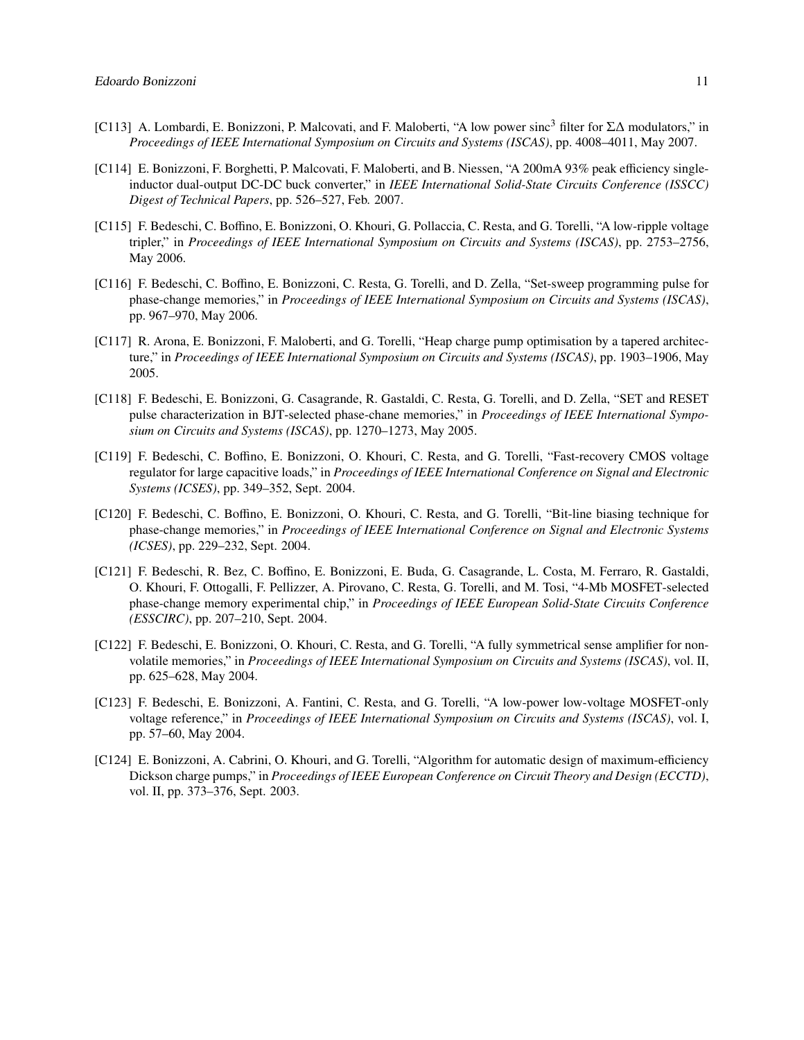[C113] A. Lombardi, E. Bonizzoni, P. Malcovati, and F. Maloberti, "A low power sinc$^3$ filter for $\Sigma\Delta$ modulators," in *Proceedings of IEEE International Symposium on Circuits and Systems (ISCAS)*, pp. 4008–4011, May 2007.

[C114] E. Bonizzoni, F. Borghetti, P. Malcovati, F. Maloberti, and B. Niessen, "A 200mA 93% peak efficiency single-inductor dual-output DC-DC buck converter," in *IEEE International Solid-State Circuits Conference (ISSCC) Digest of Technical Papers*, pp. 526–527, Feb. 2007.

[C115] F. Bedeschi, C. Boffino, E. Bonizzoni, O. Khouri, G. Pollaccia, C. Resta, and G. Torelli, "A low-ripple voltage tripler," in *Proceedings of IEEE International Symposium on Circuits and Systems (ISCAS)*, pp. 2753–2756, May 2006.

[C116] F. Bedeschi, C. Boffino, E. Bonizzoni, C. Resta, G. Torelli, and D. Zella, "Set-sweep programming pulse for phase-change memories," in *Proceedings of IEEE International Symposium on Circuits and Systems (ISCAS)*, pp. 967–970, May 2006.

[C117] R. Arona, E. Bonizzoni, F. Maloberti, and G. Torelli, "Heap charge pump optimisation by a tapered architecture," in *Proceedings of IEEE International Symposium on Circuits and Systems (ISCAS)*, pp. 1903–1906, May 2005.

[C118] F. Bedeschi, E. Bonizzoni, G. Casagrande, R. Gastaldi, C. Resta, G. Torelli, and D. Zella, "SET and RESET pulse characterization in BJT-selected phase-chane memories," in *Proceedings of IEEE International Symposium on Circuits and Systems (ISCAS)*, pp. 1270–1273, May 2005.

[C119] F. Bedeschi, C. Boffino, E. Bonizzoni, O. Khouri, C. Resta, and G. Torelli, "Fast-recovery CMOS voltage regulator for large capacitive loads," in *Proceedings of IEEE International Conference on Signal and Electronic Systems (ICSES)*, pp. 349–352, Sept. 2004.

[C120] F. Bedeschi, C. Boffino, E. Bonizzoni, O. Khouri, C. Resta, and G. Torelli, "Bit-line biasing technique for phase-change memories," in *Proceedings of IEEE International Conference on Signal and Electronic Systems (ICSES)*, pp. 229–232, Sept. 2004.

[C121] F. Bedeschi, R. Bez, C. Boffino, E. Bonizzoni, E. Buda, G. Casagrande, L. Costa, M. Ferraro, R. Gastaldi, O. Khouri, F. Ottogalli, F. Pellizzer, A. Pirovano, C. Resta, G. Torelli, and M. Tosi, "4-Mb MOSFET-selected phase-change memory experimental chip," in *Proceedings of IEEE European Solid-State Circuits Conference (ESSCIRC)*, pp. 207–210, Sept. 2004.

[C122] F. Bedeschi, E. Bonizzoni, O. Khouri, C. Resta, and G. Torelli, "A fully symmetrical sense amplifier for non-volatile memories," in *Proceedings of IEEE International Symposium on Circuits and Systems (ISCAS)*, vol. II, pp. 625–628, May 2004.

[C123] F. Bedeschi, E. Bonizzoni, A. Fantini, C. Resta, and G. Torelli, "A low-power low-voltage MOSFET-only voltage reference," in *Proceedings of IEEE International Symposium on Circuits and Systems (ISCAS)*, vol. I, pp. 57–60, May 2004.

[C124] E. Bonizzoni, A. Cabrini, O. Khouri, and G. Torelli, "Algorithm for automatic design of maximum-efficiency Dickson charge pumps," in *Proceedings of IEEE European Conference on Circuit Theory and Design (ECCTD)*, vol. II, pp. 373–376, Sept. 2003.